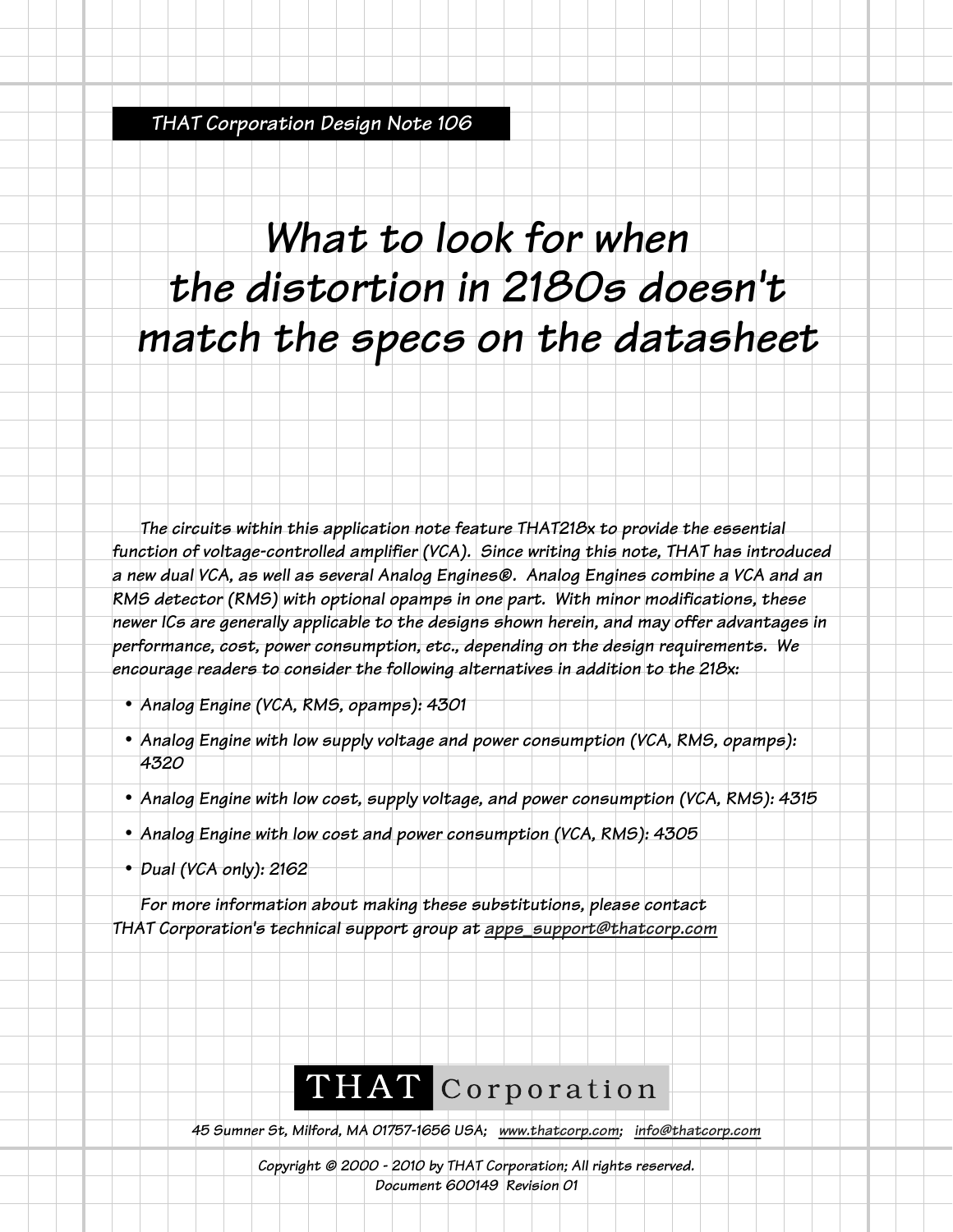THAT Corporation Design Note 106

# What to look for when the distortion in 2180s doesn't match the specs on the datasheet

The circuits within this application note feature THAT218x to provide the essential function of voltage-controlled amplifier (VCA). Since writing this note, THAT has introduced a new dual VCA, as well as several Analog Engines®. Analog Engines combine a VCA and an RMS detector (RMS) with optional opamps in one part. With minor modifications, these newer ICs are generally applicable to the designs shown herein, and may offer advantages in performance, cost, power consumption, etc., depending on the design requirements. We encourage readers to consider the following alternatives in addition to the 218x:

- Analog Engine (VCA, RMS, opamps): 4301
- Analog Engine with low supply voltage and power consumption (VCA, RMS, opamps): 4320
- Analog Engine with low cost, supply voltage, and power consumption (VCA, RMS): 4315
- Analog Engine with low cost and power consumption (VCA, RMS): 4305
- Dual (VCA only): 2162

For more information about making these substitutions, please contact THAT Corporation's technical support group at apps_support@thatcorp.com

THAT Corporation

45 Sumner St, Milford, MA 01757-1656 USA; www.thatcorp.com; info@thatcorp.com

Copyright © 2000 - 2010 by THAT Corporation; All rights reserved.
Document 600149 Revision 01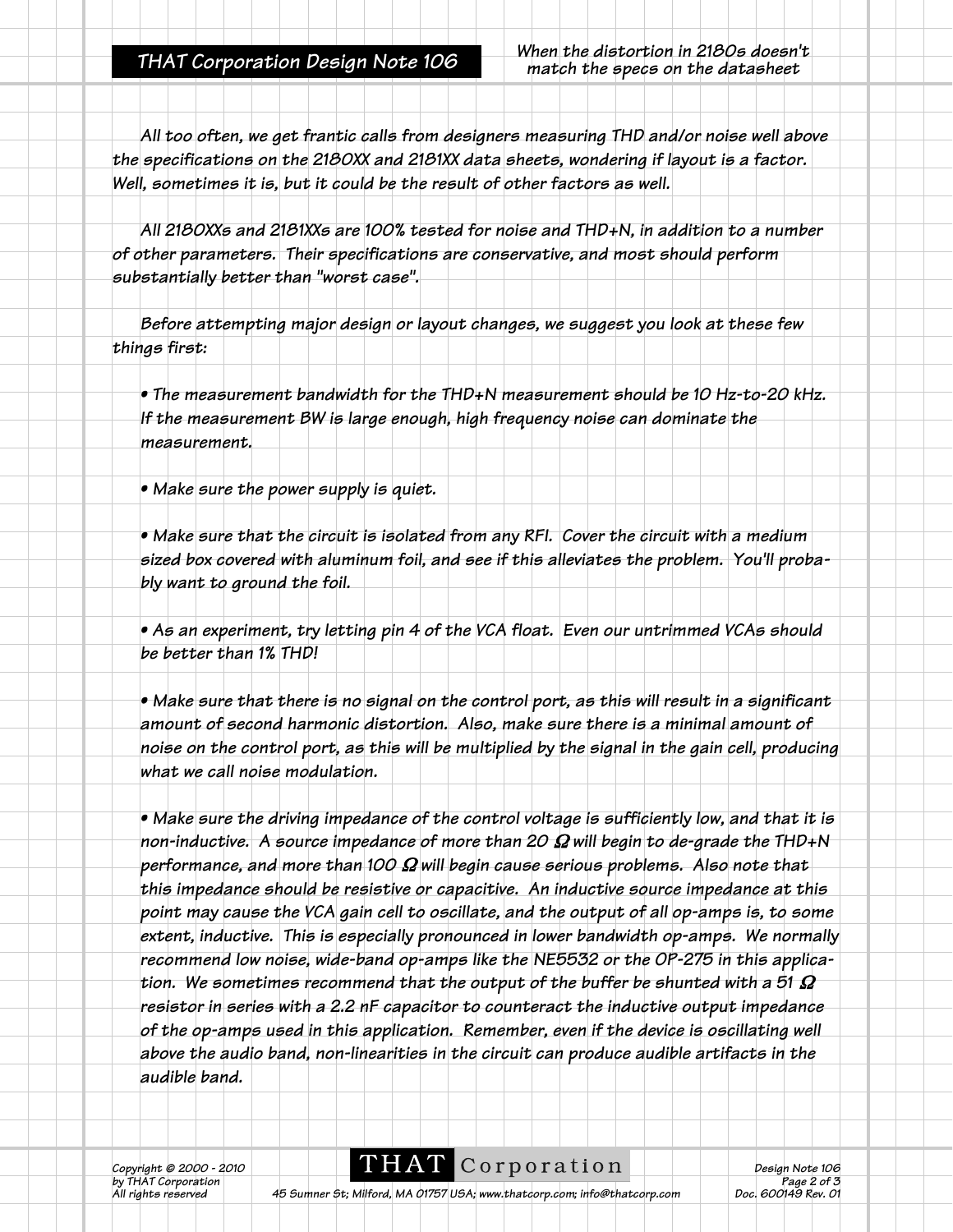All too often, we get frantic calls from designers measuring THD and/or noise well above the specifications on the 2180XX and 2181XX data sheets, wondering if layout is a factor. Well, sometimes it is, but it could be the result of other factors as well.

All 2180XXs and 2181XXs are 100% tested for noise and THD+N, in addition to a number of other parameters. Their specifications are conservative, and most should perform substantially better than "worst case".

Before attempting major design or layout changes, we suggest you look at these few things first:

- The measurement bandwidth for the THD+N measurement should be 10 Hz-to-20 kHz. If the measurement BW is large enough, high frequency noise can dominate the measurement.

- Make sure the power supply is quiet.

- Make sure that the circuit is isolated from any RFI. Cover the circuit with a medium sized box covered with aluminum foil, and see if this alleviates the problem. You'll probably want to ground the foil.

- As an experiment, try letting pin 4 of the VCA float. Even our untrimmed VCAs should be better than 1% THD!

- Make sure that there is no signal on the control port, as this will result in a significant amount of second harmonic distortion. Also, make sure there is a minimal amount of noise on the control port, as this will be multiplied by the signal in the gain cell, producing what we call noise modulation.

- Make sure the driving impedance of the control voltage is sufficiently low, and that it is non-inductive. A source impedance of more than 20 Ω will begin to de-grade the THD+N performance, and more than 100 Ω will begin cause serious problems. Also note that this impedance should be resistive or capacitive. An inductive source impedance at this point may cause the VCA gain cell to oscillate, and the output of all op-amps is, to some extent, inductive. This is especially pronounced in lower bandwidth op-amps. We normally recommend low noise, wide-band op-amps like the NE5532 or the OP-275 in this application. We sometimes recommend that the output of the buffer be shunted with a 51 Ω resistor in series with a 2.2 nF capacitor to counteract the inductive output impedance of the op-amps used in this application. Remember, even if the device is oscillating well above the audio band, non-linearities in the circuit can produce audible artifacts in the audible band.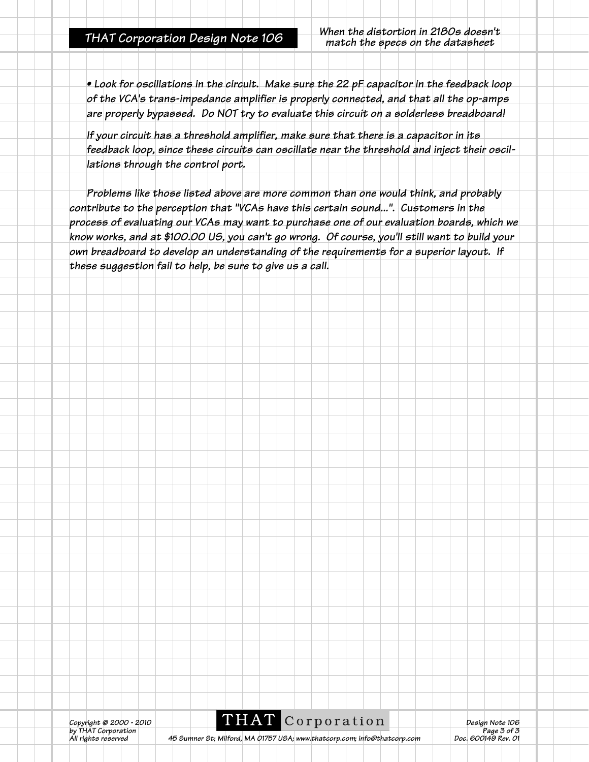- Look for oscillations in the circuit. Make sure the 22 pF capacitor in the feedback loop of the VCA's trans-impedance amplifier is properly connected, and that all the op-amps are properly bypassed. Do NOT try to evaluate this circuit on a solderless breadboard!

  If your circuit has a threshold amplifier, make sure that there is a capacitor in its feedback loop, since these circuits can oscillate near the threshold and inject their oscillations through the control port.

Problems like those listed above are more common than one would think, and probably contribute to the perception that "VCAs have this certain sound...". Customers in the process of evaluating our VCAs may want to purchase one of our evaluation boards, which we know works, and at $100.00 US, you can't go wrong. Of course, you'll still want to build your own breadboard to develop an understanding of the requirements for a superior layout. If these suggestion fail to help, be sure to give us a call.